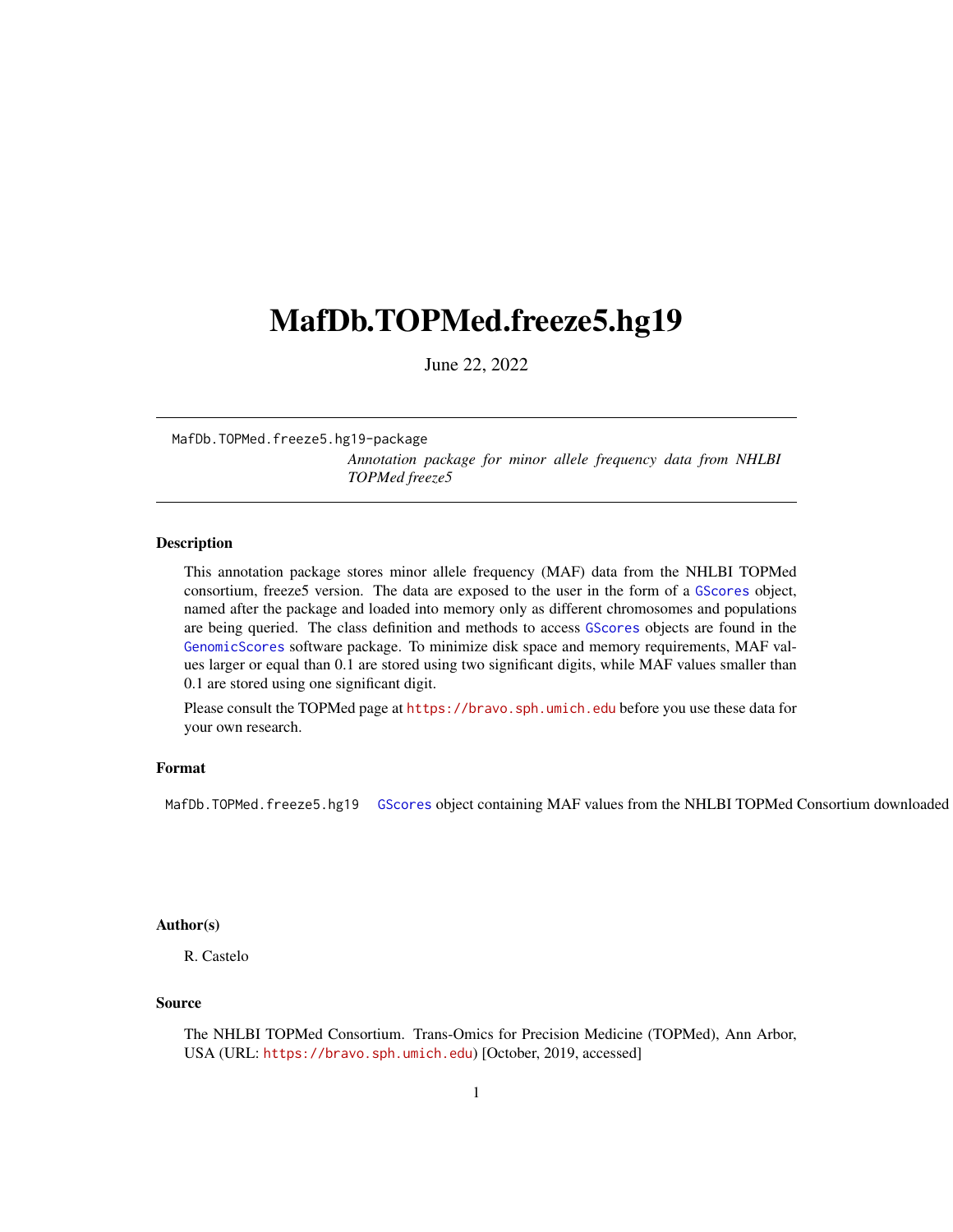# MafDb.TOPMed.freeze5.hg19

June 22, 2022

---

MafDb.TOPMed.freeze5.hg19-package

*Annotation package for minor allele frequency data from NHLBI TOPMed freeze5*

---

## Description

This annotation package stores minor allele frequency (MAF) data from the NHLBI TOPMed consortium, freeze5 version. The data are exposed to the user in the form of a GScores object, named after the package and loaded into memory only as different chromosomes and populations are being queried. The class definition and methods to access GScores objects are found in the GenomicScores software package. To minimize disk space and memory requirements, MAF values larger or equal than 0.1 are stored using two significant digits, while MAF values smaller than 0.1 are stored using one significant digit.

Please consult the TOPMed page at https://bravo.sph.umich.edu before you use these data for your own research.

## Format

MafDb.TOPMed.freeze5.hg19 GScores object containing MAF values from the NHLBI TOPMed Consortium downloaded

## Author(s)

R. Castelo

## Source

The NHLBI TOPMed Consortium. Trans-Omics for Precision Medicine (TOPMed), Ann Arbor, USA (URL: https://bravo.sph.umich.edu) [October, 2019, accessed]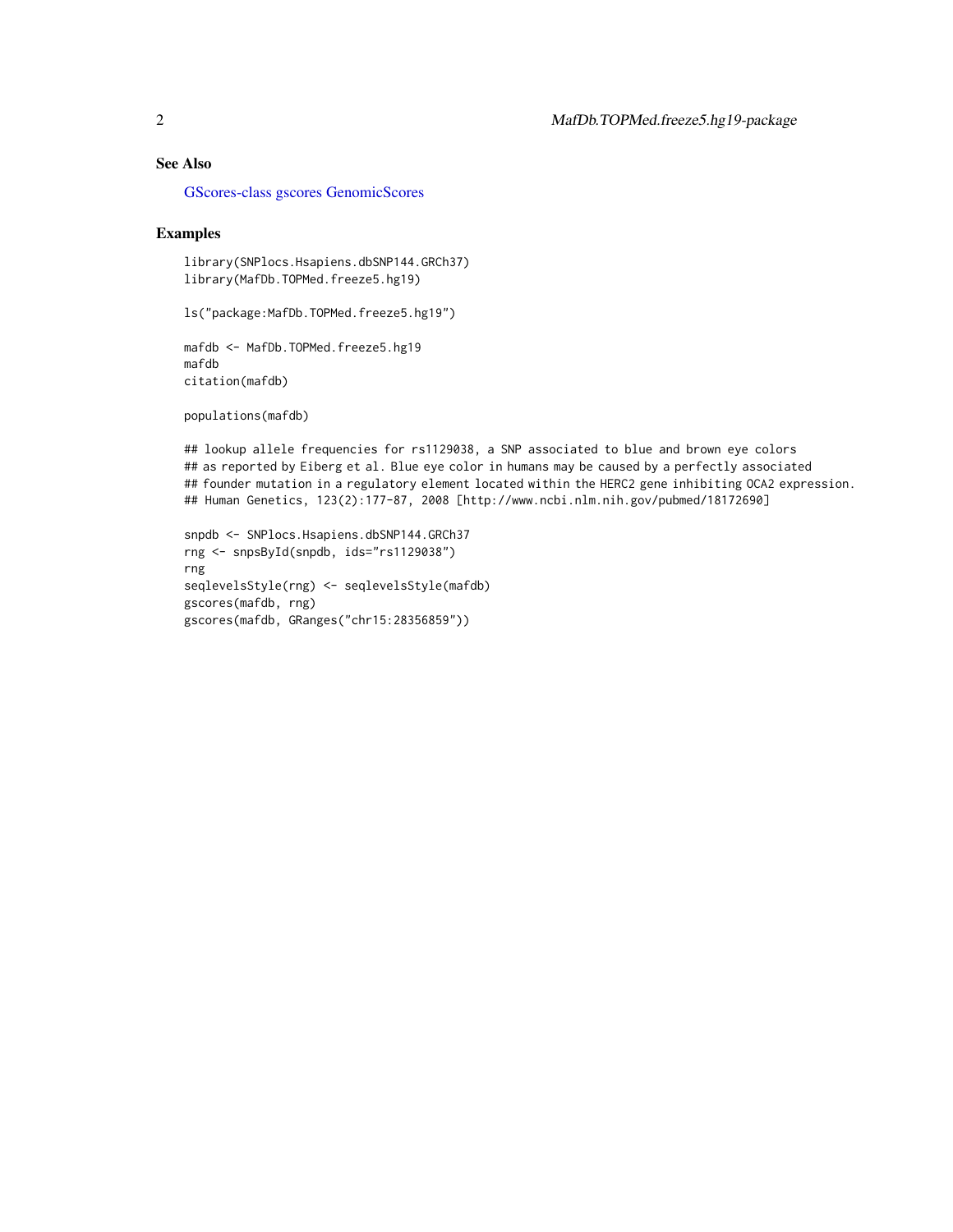### See Also

GScores-class gscores GenomicScores

### Examples

```
library(SNPlocs.Hsapiens.dbSNP144.GRCh37)
library(MafDb.TOPMed.freeze5.hg19)

ls("package:MafDb.TOPMed.freeze5.hg19")

mafdb <- MafDb.TOPMed.freeze5.hg19
mafdb
citation(mafdb)

populations(mafdb)

## lookup allele frequencies for rs1129038, a SNP associated to blue and brown eye colors
## as reported by Eiberg et al. Blue eye color in humans may be caused by a perfectly associated
## founder mutation in a regulatory element located within the HERC2 gene inhibiting OCA2 expression.
## Human Genetics, 123(2):177-87, 2008 [http://www.ncbi.nlm.nih.gov/pubmed/18172690]

snpdb <- SNPlocs.Hsapiens.dbSNP144.GRCh37
rng <- snpsById(snpdb, ids="rs1129038")
rng
seqlevelsStyle(rng) <- seqlevelsStyle(mafdb)
gscores(mafdb, rng)
gscores(mafdb, GRanges("chr15:28356859"))
```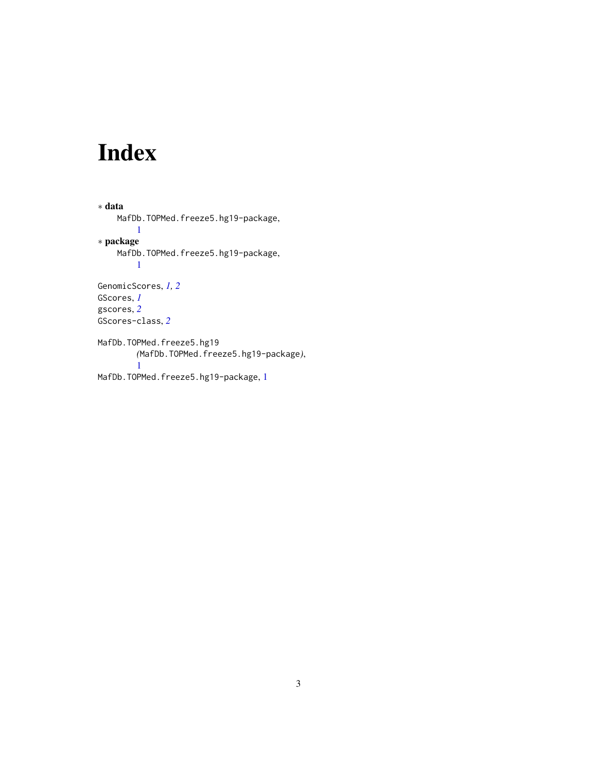# Index

∗ **data**
    `MafDb.TOPMed.freeze5.hg19-package`, 1

∗ **package**
    `MafDb.TOPMed.freeze5.hg19-package`, 1

`GenomicScores`, *1, 2*
`GScores`, *1*
`gscores`, *2*
`GScores-class`, *2*

`MafDb.TOPMed.freeze5.hg19` *(*`MafDb.TOPMed.freeze5.hg19-package`*)*, 1
`MafDb.TOPMed.freeze5.hg19-package`, 1